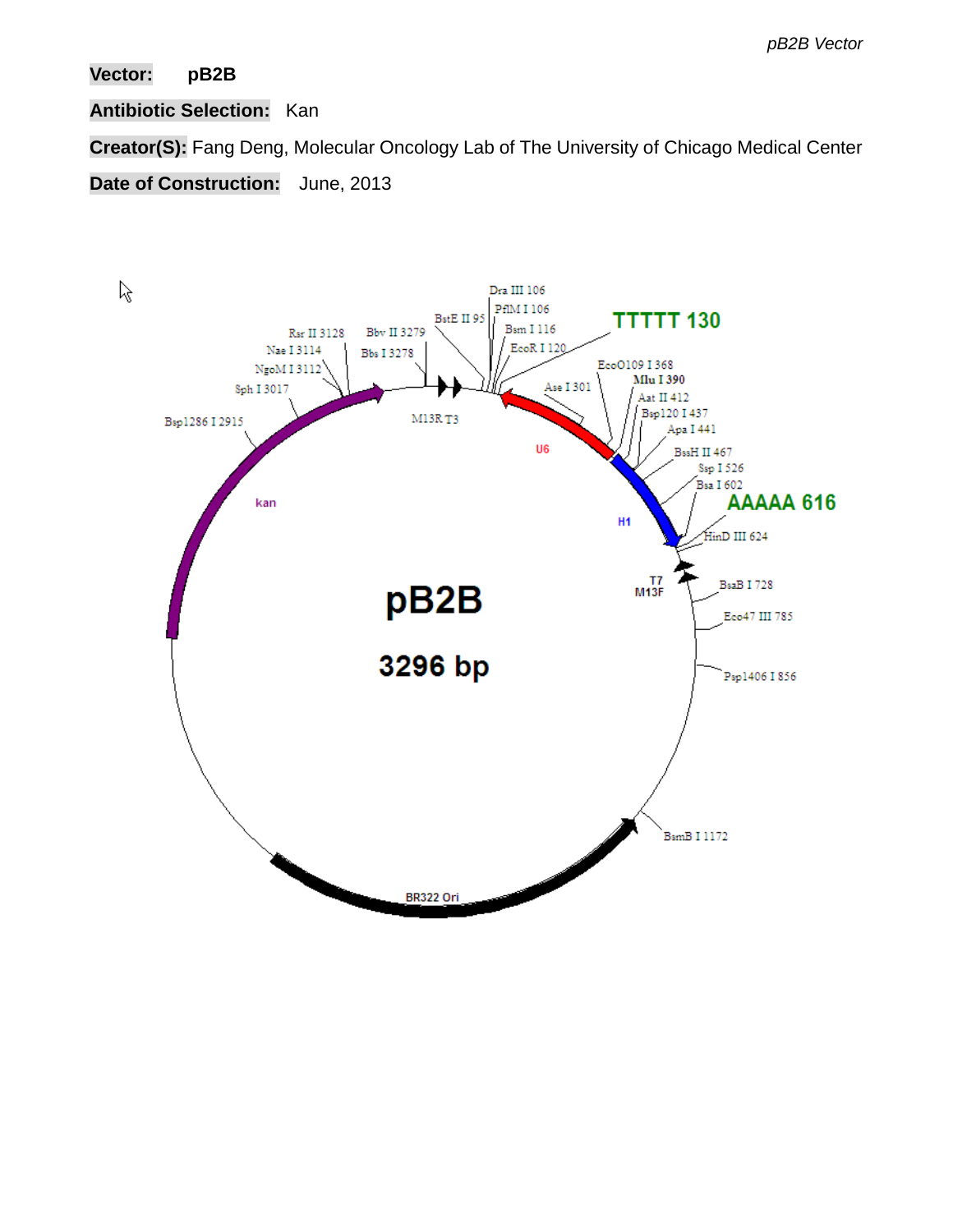**Vector:** pB2B

**Antibiotic Selection:** Kan

**Creator(S):** Fang Deng, Molecular Oncology Lab of The University of Chicago Medical Center

**Date of Construction:** June, 2013

pB2B

3296 bp

Dra III 106
PflM I 106
BstE II 95
Bsm I 116
EcoR I 120
TTTTT 130
Bbv II 3279
Bbs I 3278
Rsr II 3128
Nae I 3114
NgoM I 3112
Sph I 3017
Bsp1286 I 2915
M13R T3
Ase I 301
EcoO109 I 368
Mlu I 390
Aat II 412
Bsp120 I 437
Apa I 441
BssH II 467
Ssp I 526
Bsa I 602
AAAAA 616
HinD III 624
U6
H1
kan
T7
M13F
BsaB I 728
Eco47 III 785
Psp1406 I 856
BsmB I 1172
BR322 Ori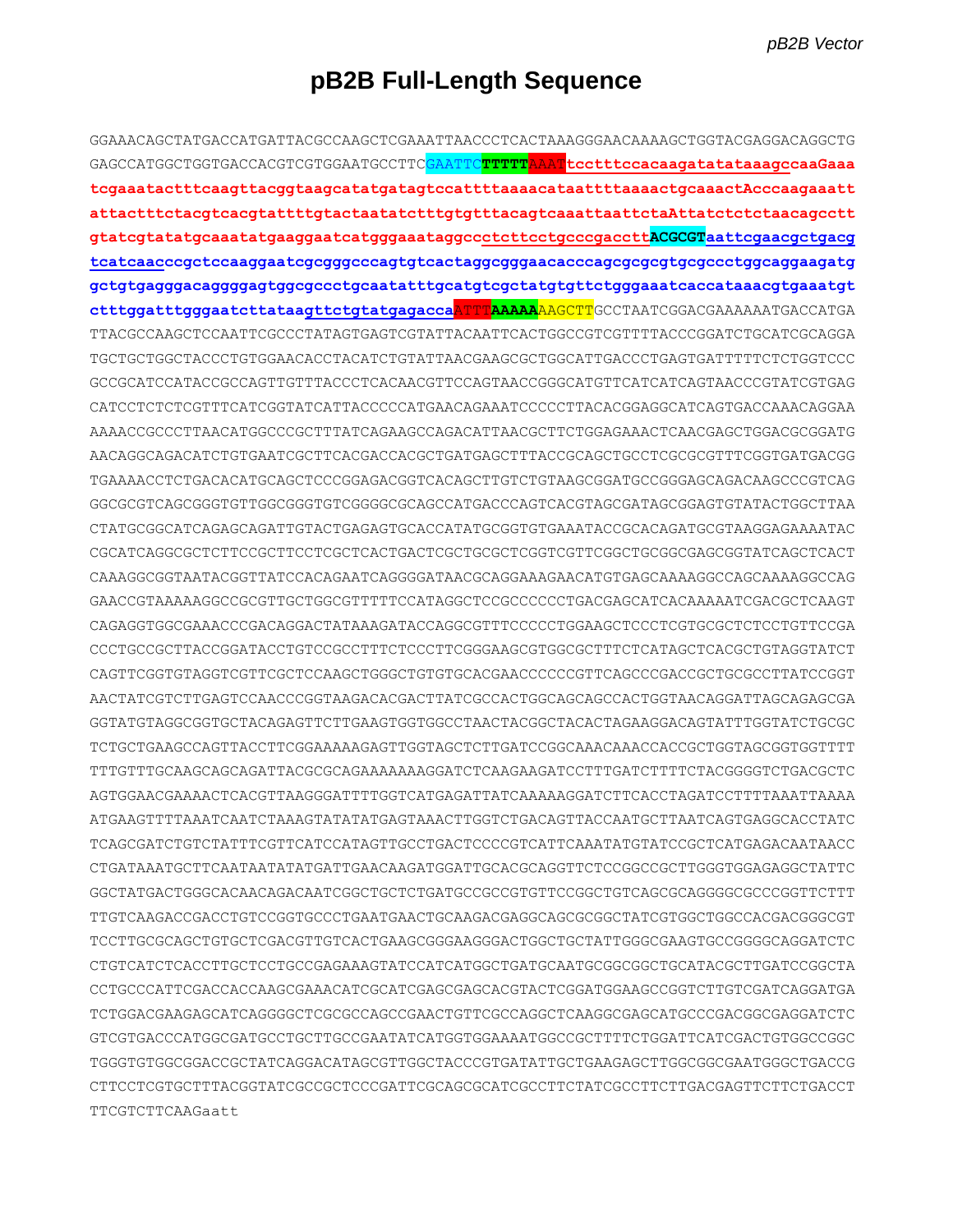# pB2B Full-Length Sequence

```
GGAAACAGCTATGACCATGATTACGCCAAGCTCGAAATTAACCCTCACTAAAGGGAACAAAAGCTGGTACGAGGACAGGCTG
GAGCCATGGCTGGTGACCACGTCGTGGAATGCCTTCGAATTCTTTTTAAATtcctttccacaagatatataaagccaaGaaa
tcgaaatactttcaagttacggtaagcatatgatagtccattttaaaacataattttaaaactgcaaactAcccaagaaatt
attactttctacgtcacgtattttgtactaatatctttgtgtttacagtcaaattaattctaAttatctctctaacagcctt
gtatcgtatatgcaaatatgaaggaatcatgggaaataggccctcttcctgcccgaccttACGCGTaattcgaacgctgacg
tcatcaacccgctccaaggaatcgcgggcccagtgtcactaggcgggaacacccagcgcgcgtgcgccctggcaggaagatg
gctgtgagggacaggggagtggcgccctgcaatatttgcatgtcgctatgtgttctgggaaatcaccataaacgtgaaatgt
ctttggatttgggaatcttataagttctgtatgagaccaATTTAAAAAAAGCTTGCCTAATCGGACGAAAAAATGACCATGA
TTACGCCAAGCTCCAATTCGCCCTATAGTGAGTCGTATTACAATTCACTGGCCGTCGTTTTACCCGGATCTGCATCGCAGGA
TGCTGCTGGCTACCCTGTGGAACACCTACATCTGTATTAACGAAGCGCTGGCATTGACCCTGAGTGATTTTTCTCTGGTCCC
GCCGCATCCATACCGCCAGTTGTTTACCCTCACAACGTTCCAGTAACCGGGCATGTTCATCATCAGTAACCCGTATCGTGAG
CATCCTCTCTCGTTTCATCGGTATCATTACCCCCATGAACAGAAATCCCCCTTACACGGAGGCATCAGTGACCAAACAGGAA
AAAACCGCCCTTAACATGGCCCGCTTTATCAGAAGCCAGACATTAACGCTTCTGGAGAAACTCAACGAGCTGGACGCGGATG
AACAGGCAGACATCTGTGAATCGCTTCACGACCACGCTGATGAGCTTTACCGCAGCTGCCTCGCGCGTTTCGGTGATGACGG
TGAAAACCTCTGACACATGCAGCTCCCGGAGACGGTCACAGCTTGTCTGTAAGCGGATGCCGGGAGCAGACAAGCCCGTCAG
GGCGCGTCAGCGGGTGTTGGCGGGTGTCGGGGCGCAGCCATGACCCAGTCACGTAGCGATAGCGGAGTGTATACTGGCTTAA
CTATGCGGCATCAGAGCAGATTGTACTGAGAGTGCACCATATGCGGTGTGAAATACCGCACAGATGCGTAAGGAGAAAATAC
CGCATCAGGCGCTCTTCCGCTTCCTCGCTCACTGACTCGCTGCGCTCGGTCGTTCGGCTGCGGCGAGCGGTATCAGCTCACT
CAAAGGCGGTAATACGGTTATCCACAGAATCAGGGGATAACGCAGGAAAGAACATGTGAGCAAAAGGCCAGCAAAAGGCCAG
GAACCGTAAAAAGGCCGCGTTGCTGGCGTTTTTCCATAGGCTCCGCCCCCCTGACGAGCATCACAAAAATCGACGCTCAAGT
CAGAGGTGGCGAAACCCGACAGGACTATAAAGATACCAGGCGTTTCCCCCTGGAAGCTCCCTCGTGCGCTCTCCTGTTCCGA
CCCTGCCGCTTACCGGATACCTGTCCGCCTTTCTCCCTTCGGGAAGCGTGGCGCTTTCTCATAGCTCACGCTGTAGGTATCT
CAGTTCGGTGTAGGTCGTTCGCTCCAAGCTGGGCTGTGTGCACGAACCCCCCGTTCAGCCCGACCGCTGCGCCTTATCCGGT
AACTATCGTCTTGAGTCCAACCCGGTAAGACACGACTTATCGCCACTGGCAGCAGCCACTGGTAACAGGATTAGCAGAGCGA
GGTATGTAGGCGGTGCTACAGAGTTCTTGAAGTGGTGGCCTAACTACGGCTACACTAGAAGGACAGTATTTGGTATCTGCGC
TCTGCTGAAGCCAGTTACCTTCGGAAAAAGAGTTGGTAGCTCTTGATCCGGCAAACAAACCACCGCTGGTAGCGGTGGTTTT
TTTGTTTGCAAGCAGCAGATTACGCGCAGAAAAAAAGGATCTCAAGAAGATCCTTTGATCTTTTCTACGGGGTCTGACGCTC
AGTGGAACGAAAACTCACGTTAAGGGATTTTGGTCATGAGATTATCAAAAAGGATCTTCACCTAGATCCTTTTAAATTAAAA
ATGAAGTTTTAAATCAATCTAAAGTATATATGAGTAAACTTGGTCTGACAGTTACCAATGCTTAATCAGTGAGGCACCTATC
TCAGCGATCTGTCTATTTCGTTCATCCATAGTTGCCTGACTCCCCGTCATTCAAATATGTATCCGCTCATGAGACAATAACC
CTGATAAATGCTTCAATAATATATGATTGAACAAGATGGATTGCACGCAGGTTCTCCGGCCGCTTGGGTGGAGAGGCTATTC
GGCTATGACTGGGCACAACAGACAATCGGCTGCTCTGATGCCGCCGTGTTCCGGCTGTCAGCGCAGGGGCGCCCGGTTCTTT
TTGTCAAGACCGACCTGTCCGGTGCCCTGAATGAACTGCAAGACGAGGCAGCGCGGCTATCGTGGCTGGCCACGACGGGCGT
TCCTTGCGCAGCTGTGCTCGACGTTGTCACTGAAGCGGGAAGGGACTGGCTGCTATTGGGCGAAGTGCCGGGGCAGGATCTC
CTGTCATCTCACCTTGCTCCTGCCGAGAAAGTATCCATCATGGCTGATGCAATGCGGCGGCTGCATACGCTTGATCCGGCTA
CCTGCCCATTCGACCACCAAGCGAAACATCGCATCGAGCGAGCACGTACTCGGATGGAAGCCGGTCTTGTCGATCAGGATGA
TCTGGACGAAGAGCATCAGGGGCTCGCGCCAGCCGAACTGTTCGCCAGGCTCAAGGCGAGCATGCCCGACGGCGAGGATCTC
GTCGTGACCCATGGCGATGCCTGCTTGCCGAATATCATGGTGGAAAATGGCCGCTTTTCTGGATTCATCGACTGTGGCCGGC
TGGGTGTGGCGGACCGCTATCAGGACATAGCGTTGGCTACCCGTGATATTGCTGAAGAGCTTGGCGGCGAATGGGCTGACCG
CTTCCTCGTGCTTTACGGTATCGCCGCTCCCGATTCGCAGCGCATCGCCTTCTATCGCCTTCTTGACGAGTTCTTCTGACCT
TTCGTCTTCAAGaatt
```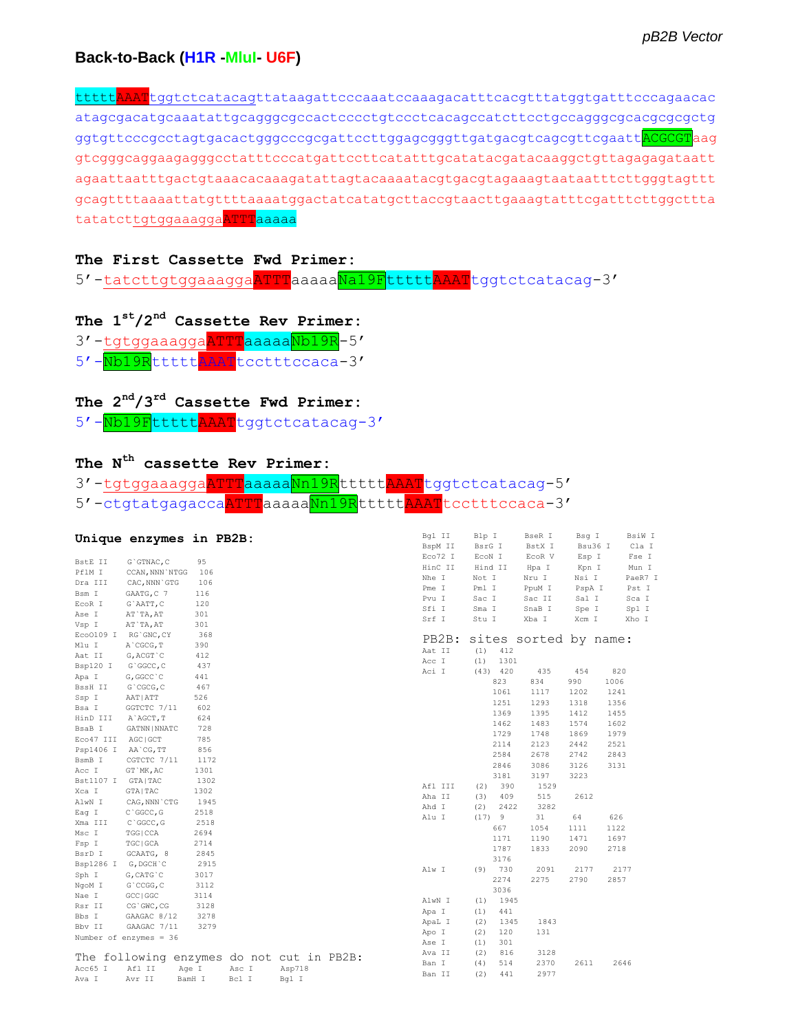*pB2B Vector*

## Back-to-Back (H1R -MluI- U6F)

```
ttttAAATtggtctcatacagttataagattcccaaatccaaagacatttcacgtttatggtgatttcccagaacac
atagcgacatgcaaatattgcagggcgccactcccctgtccctcacagccatcttcctgccagggcgcacgcgcgctg
ggtgttcccgcctagtgacactgggcccgcgattccttggagcgggttgatgacgtcagcgttcgaattACGCGTaag
gtcgggcaggaagagggcctatttcccatgattccttcatatttgcatatacgatacaaggctgttagagagataatt
agaattaatttgactgtaaacacaaagatattagtacaaaatacgtgacgtagaaagtaataatttcttgggtagttt
gcagttttaaaattatgttttaaaatggactatcatatgcttaccgtaacttgaaagtatttcgatttcttggcttta
tatatcttgtggaaaggaATTTaaaaa
```

### The First Cassette Fwd Primer:

5'-tatcttgtggaaaggaATTTaaaaaNa19FttttttAAATtggtctcatacag-3'

### The 1st/2nd Cassette Rev Primer:

3'-tgtggaaaggaATTTaaaaaNb19R-5'

5'-Nb19RtttttAAATtcctttccaca-3'

### The 2nd/3rd Cassette Fwd Primer:

5'-Nb19FtttttAAATtggtctcatacag-3'

### The Nth cassette Rev Primer:

3'-tgtggaaaggaATTTaaaaaNn19RtttttAAATtggtctcatacag-5'

5'-ctgtatgagaccaATTTaaaaaNn19RtttttAAATtcctttccaca-3'

### Unique enzymes in PB2B:

| Enzyme | Site | Position |
|---|---|---|
| BstE II | G`GTNAC,C | 95 |
| PflM I | CCAN,NNN`NTGG | 106 |
| Dra III | CAC,NNN`GTG | 106 |
| Bsm I | GAATG,C 7 | 116 |
| EcoR I | G`AATT,C | 120 |
| Ase I | AT`TA,AT | 301 |
| Vsp I | AT`TA,AT | 301 |
| Eco0109 I | RG`GNC,CY | 368 |
| Mlu I | A`CGCG,T | 390 |
| Aat II | G,ACGT`C | 412 |
| Bsp120 I | G`GGCC,C | 437 |
| Apa I | G,GGCC`C | 441 |
| BssH II | G`CGCG,C | 467 |
| Ssp I | AAT\|ATT | 526 |
| Bsa I | GGTCTC 7/11 | 602 |
| HinD III | A`AGCT,T | 624 |
| BsaB I | GATNN\|NNATC | 728 |
| Eco47 III | AGC\|GCT | 785 |
| Psp1406 I | AA`CG,TT | 856 |
| BsmB I | CGTCTC 7/11 | 1172 |
| Acc I | GT`MK,AC | 1301 |
| Bst1107 I | GTA\|TAC | 1302 |
| Xca I | GTA\|TAC | 1302 |
| AlwN I | CAG,NNN`CTG | 1945 |
| Eag I | C`GGCC,G | 2518 |
| Xma III | C`GGCC,G | 2518 |
| Msc I | TGG\|CCA | 2694 |
| Fsp I | TGC\|GCA | 2714 |
| BsrD I | GCAATG, 8 | 2845 |
| Bsp1286 I | G,DGCH`C | 2915 |
| Sph I | G,CATG`C | 3017 |
| NgoM I | G`CCGG,C | 3112 |
| Nae I | GCC\|GGC | 3114 |
| Rsr II | CG`GWC,CG | 3128 |
| Bbs I | GAAGAC 8/12 | 3278 |
| Bbv II | GAAGAC 7/11 | 3279 |

Number of enzymes = 36

The following enzymes do not cut in PB2B:

| | | | | |
|---|---|---|---|---|
| Acc65 I | Afl II | Age I | Asc I | Asp718 |
| Ava I | Avr II | BamH I | Bcl I | Bgl I |
| Bgl II | Blp I | BseR I | Bsg I | BsiW I |
| BspM II | BsrG I | BstX I | Bsu36 I | Cla I |
| Eco72 I | EcoN I | EcoR V | Esp I | Fse I |
| HinC II | Hind II | Hpa I | Kpn I | Mun I |
| Nhe I | Not I | Nru I | Nsi I | PaeR7 I |
| Pme I | Pml I | PpuM I | PspA I | Pst I |
| Pvu I | Sac I | Sac II | Sal I | Sca I |
| Sfi I | Sma I | SnaB I | Spe I | Spl I |
| Srf I | Stu I | Xba I | Xcm I | Xho I |

### PB2B: sites sorted by name:

```
Aat II   (1)  412
Acc I    (1)  1301
Aci I    (43) 420   435   454   820
              823   834   990   1006
              1061  1117  1202  1241
              1251  1293  1318  1356
              1369  1395  1412  1455
              1462  1483  1574  1602
              1729  1748  1869  1979
              2114  2123  2442  2521
              2584  2678  2742  2843
              2846  3086  3126  3131
              3181  3197  3223
Afl III  (2)  390   1529
Aha II   (3)  409   515   2612
Ahd I    (2)  2422  3282
Alu I    (17) 9     31    64    626
              667   1054  1111  1122
              1171  1190  1471  1697
              1787  1833  2090  2718
              3176
Alw I    (9)  730   2091  2177  2177
              2274  2275  2790  2857
              3036
AlwN I   (1)  1945
Apa I    (1)  441
ApaL I   (2)  1345  1843
Apo I    (2)  120   131
Ase I    (1)  301
Ava II   (2)  816   3128
Ban I    (4)  514   2370  2611  2646
Ban II   (2)  441   2977
```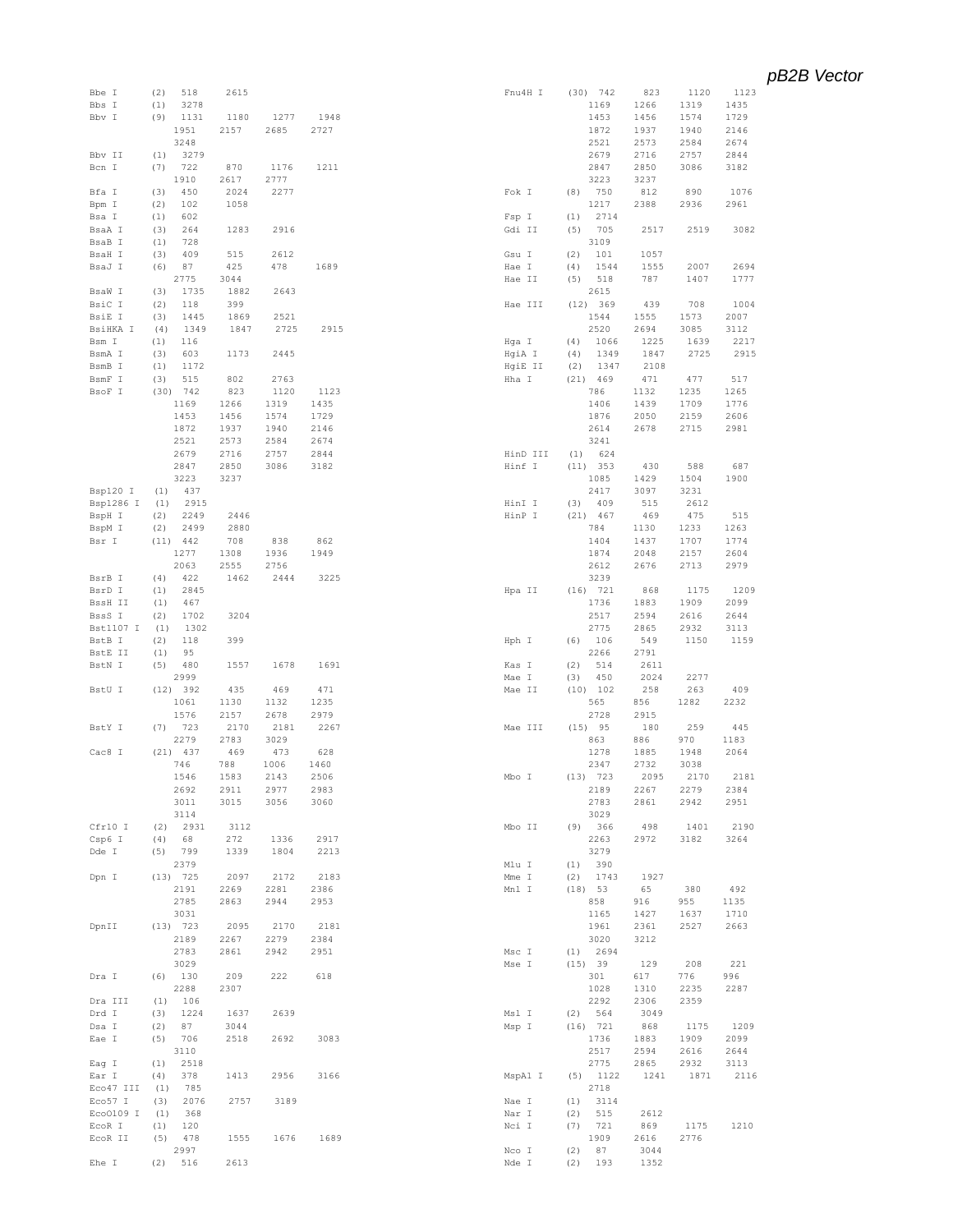## pB2B Vector

| Enzyme | (n) | Positions |
|---|---|---|
| Bbe I | (2) | 518 2615 |
| Bbs I | (1) | 3278 |
| Bbv I | (9) | 1131 1180 1277 1948 1951 2157 2685 2727 3248 |
| Bbv II | (1) | 3279 |
| Bcn I | (7) | 722 870 1176 1211 1910 2617 2777 |
| Bfa I | (3) | 450 2024 2277 |
| Bpm I | (2) | 102 1058 |
| Bsa I | (1) | 602 |
| BsaA I | (3) | 264 1283 2916 |
| BsaB I | (1) | 728 |
| BsaH I | (3) | 409 515 2612 |
| BsaJ I | (6) | 87 425 478 1689 2775 3044 |
| BsaW I | (3) | 1735 1882 2643 |
| BsiC I | (2) | 118 399 |
| BsiE I | (3) | 1445 1869 2521 |
| BsiHKA I | (4) | 1349 1847 2725 2915 |
| Bsm I | (1) | 116 |
| BsmA I | (3) | 603 1173 2445 |
| BsmB I | (1) | 1172 |
| BsmF I | (3) | 515 802 2763 |
| BsoF I | (30) | 742 823 1120 1123 1169 1266 1319 1435 1453 1456 1574 1729 1872 1937 1940 2146 2521 2573 2584 2674 2679 2716 2757 2844 2847 2850 3086 3182 3223 3237 |
| Bsp120 I | (1) | 437 |
| Bsp1286 I | (1) | 2915 |
| BspH I | (2) | 2249 2446 |
| BspM I | (2) | 2499 2880 |
| Bsr I | (11) | 442 708 838 862 1277 1308 1936 1949 2063 2555 2756 |
| BsrB I | (4) | 422 1462 2444 3225 |
| BsrD I | (1) | 2845 |
| BssH II | (1) | 467 |
| BssS I | (2) | 1702 3204 |
| Bst1107 I | (1) | 1302 |
| BstB I | (2) | 118 399 |
| BstE II | (1) | 95 |
| BstN I | (5) | 480 1557 1678 1691 2999 |
| BstU I | (12) | 392 435 469 471 1061 1130 1132 1235 1576 2157 2678 2979 |
| BstY I | (7) | 723 2170 2181 2267 2279 2783 3029 |
| Cac8 I | (21) | 437 469 473 628 746 788 1006 1460 1546 1583 2143 2506 2692 2911 2977 2983 3011 3015 3056 3060 3114 |
| Cfr10 I | (2) | 2931 3112 |
| Csp6 I | (4) | 68 272 1336 2917 |
| Dde I | (5) | 799 1339 1804 2213 2379 |
| Dpn I | (13) | 725 2097 2172 2183 2191 2269 2281 2386 2785 2863 2944 2953 3031 |
| DpnII | (13) | 723 2095 2170 2181 2189 2267 2279 2384 2783 2861 2942 2951 3029 |
| Dra I | (6) | 130 209 222 618 2288 2307 |
| Dra III | (1) | 106 |
| Drd I | (3) | 1224 1637 2639 |
| Dsa I | (2) | 87 3044 |
| Eae I | (5) | 706 2518 2692 3083 3110 |
| Eag I | (1) | 2518 |
| Ear I | (4) | 378 1413 2956 3166 |
| Eco47 III | (1) | 785 |
| Eco57 I | (3) | 2076 2757 3189 |
| EcoO109 I | (1) | 368 |
| EcoR I | (1) | 120 |
| EcoR II | (5) | 478 1555 1676 1689 2997 |
| Ehe I | (2) | 516 2613 |
| Fnu4H I | (30) | 742 823 1120 1123 1169 1266 1319 1435 1453 1456 1574 1729 1872 1937 1940 2146 2521 2573 2584 2674 2679 2716 2757 2844 2847 2850 3086 3182 3223 3237 |
| Fok I | (8) | 750 812 890 1076 1217 2388 2936 2961 |
| Fsp I | (1) | 2714 |
| Gdi II | (5) | 705 2517 2519 3082 3109 |
| Gsu I | (2) | 101 1057 |
| Hae I | (4) | 1544 1555 2007 2694 |
| Hae II | (5) | 518 787 1407 1777 2615 |
| Hae III | (12) | 369 439 708 1004 1544 1555 1573 2007 2520 2694 3085 3112 |
| Hga I | (4) | 1066 1225 1639 2217 |
| HgiA I | (4) | 1349 1847 2725 2915 |
| HgiE II | (2) | 1347 2108 |
| Hha I | (21) | 469 471 477 517 786 1132 1235 1265 1406 1439 1709 1776 1876 2050 2159 2606 2614 2678 2715 2981 3241 |
| HinD III | (1) | 624 |
| Hinf I | (11) | 353 430 588 687 1085 1429 1504 1900 2417 3097 3231 |
| HinI I | (3) | 409 515 2612 |
| HinP I | (21) | 467 469 475 515 784 1130 1233 1263 1404 1437 1707 1774 1874 2048 2157 2604 2612 2676 2713 2979 3239 |
| Hpa II | (16) | 721 868 1175 1209 1736 1883 1909 2099 2517 2594 2616 2644 2775 2865 2932 3113 |
| Hph I | (6) | 106 549 1150 1159 2266 2791 |
| Kas I | (2) | 514 2611 |
| Mae I | (3) | 450 2024 2277 |
| Mae II | (10) | 102 258 263 409 565 856 1282 2232 2728 2915 |
| Mae III | (15) | 95 180 259 445 863 886 970 1183 1278 1885 1948 2064 2347 2732 3038 |
| Mbo I | (13) | 723 2095 2170 2181 2189 2267 2279 2384 2783 2861 2942 2951 3029 |
| Mbo II | (9) | 366 498 1401 2190 2263 2972 3182 3264 3279 |
| Mlu I | (1) | 390 |
| Mme I | (2) | 1743 1927 |
| Mnl I | (18) | 53 65 380 492 858 916 955 1135 1165 1427 1637 1710 1961 2361 2527 2663 3020 3212 |
| Msc I | (1) | 2694 |
| Mse I | (15) | 39 129 208 221 301 617 776 996 1028 1310 2235 2287 2292 2306 2359 |
| Msl I | (2) | 564 3049 |
| Msp I | (16) | 721 868 1175 1209 1736 1883 1909 2099 2517 2594 2616 2644 2775 2865 2932 3113 |
| MspA1 I | (5) | 1122 1241 1871 2116 2718 |
| Nae I | (1) | 3114 |
| Nar I | (2) | 515 2612 |
| Nci I | (7) | 721 869 1175 1210 1909 2616 2776 |
| Nco I | (2) | 87 3044 |
| Nde I | (2) | 193 1352 |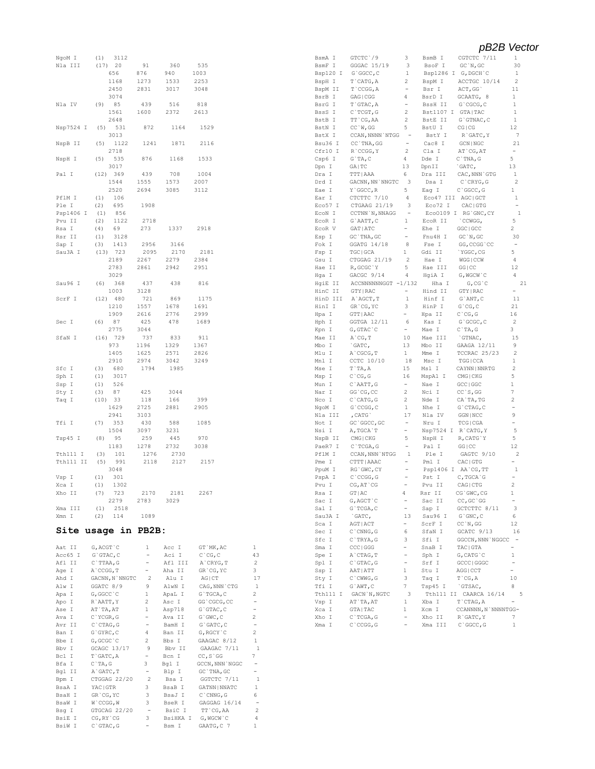| | | | | | |
|---|---|---|---|---|---|
| NgoM I | (1) | 3112 | | | |
| Nla III | (17) | 20 | 91 | 360 | 535 |
| | | 656 | 876 | 940 | 1003 |
| | | 1168 | 1273 | 1533 | 2253 |
| | | 2450 | 2831 | 3017 | 3048 |
| | | 3074 | | | |
| Nla IV | (9) | 85 | 439 | 516 | 818 |
| | | 1561 | 1600 | 2372 | 2613 |
| | | 2648 | | | |
| Nsp7524 I | (5) | 531 | 872 | 1164 | 1529 |
| | | 3013 | | | |
| NspB II | (5) | 1122 | 1241 | 1871 | 2116 |
| | | 2718 | | | |
| NspH I | (5) | 535 | 876 | 1168 | 1533 |
| | | 3017 | | | |
| Pal I | (12) | 369 | 439 | 708 | 1004 |
| | | 1544 | 1555 | 1573 | 2007 |
| | | 2520 | 2694 | 3085 | 3112 |
| PflM I | (1) | 106 | | | |
| Ple I | (2) | 695 | 1908 | | |
| Psp1406 I | (1) | 856 | | | |
| Pvu II | (2) | 1122 | 2718 | | |
| Rsa I | (4) | 69 | 273 | 1337 | 2918 |
| Rsr II | (1) | 3128 | | | |
| Sap I | (3) | 1413 | 2956 | 3166 | |
| Sau3A I | (13) | 723 | 2095 | 2170 | 2181 |
| | | 2189 | 2267 | 2279 | 2384 |
| | | 2783 | 2861 | 2942 | 2951 |
| | | 3029 | | | |
| Sau96 I | (6) | 368 | 437 | 438 | 816 |
| | | 1003 | 3128 | | |
| ScrF I | (12) | 480 | 721 | 869 | 1175 |
| | | 1210 | 1557 | 1678 | 1691 |
| | | 1909 | 2616 | 2776 | 2999 |
| Sec I | (6) | 87 | 425 | 478 | 1689 |
| | | 2775 | 3044 | | |
| SfaN I | (16) | 729 | 737 | 833 | 911 |
| | | 973 | 1196 | 1329 | 1367 |
| | | 1405 | 1625 | 2571 | 2826 |
| | | 2910 | 2974 | 3042 | 3249 |
| Sfc I | (3) | 680 | 1794 | 1985 | |
| Sph I | (1) | 3017 | | | |
| Ssp I | (1) | 526 | | | |
| Sty I | (3) | 87 | 425 | 3044 | |
| Taq I | (10) | 33 | 118 | 166 | 399 |
| | | 1629 | 2725 | 2881 | 2905 |
| | | 2941 | 3103 | | |
| Tfi I | (7) | 353 | 430 | 588 | 1085 |
| | | 1504 | 3097 | 3231 | |
| Tsp45 I | (8) | 95 | 259 | 445 | 970 |
| | | 1183 | 1278 | 2732 | 3038 |
| Tth111 I | (3) | 101 | 1276 | 2730 | |
| Tth111 II | (5) | 991 | 2118 | 2127 | 2157 |
| | | 3048 | | | |
| Vsp I | (1) | 301 | | | |
| Xca I | (1) | 1302 | | | |
| Xho II | (7) | 723 | 2170 | 2181 | 2267 |
| | | 2279 | 2783 | 3029 | |
| Xma III | (1) | 2518 | | | |
| Xmn I | (2) | 114 | 1089 | | |

## Site usage in PB2B:

| | | | | | |
|---|---|---|---|---|---|
| Aat II | G,ACGT`C | 1 | Acc I | GT`MK,AC | 1 |
| Acc65 I | G`GTAC,C | - | Aci I | C`CG,C | 43 |
| Afl II | C`TTAA,G | - | Afl III | A`CRYG,T | 2 |
| Age I | A`CCGG,T | - | Aha II | GR`CG,YC | 3 |
| Ahd I | GACNN,N`NNGTC | 2 | Alu I | AG\|CT | 17 |
| Alw I | GGATC 8/9 | 9 | AlwN I | CAG,NNN`CTG | 1 |
| Apa I | G,GGCC`C | 1 | ApaL I | G`TGCA,C | 2 |
| Apo I | R`AATT,Y | 2 | Asc I | GG`CGCG,CC | - |
| Ase I | AT`TA,AT | 1 | Asp718 | G`GTAC,C | - |
| Ava I | C`YCGR,G | - | Ava II | G`GWC,C | 2 |
| Avr II | C`CTAG,G | - | BamH I | G`GATC,C | - |
| Ban I | G`GYRC,C | 4 | Ban II | G,RGCY`C | 2 |
| Bbe I | G,GCGC`C | 2 | Bbs I | GAAGAC 8/12 | 1 |
| Bbv I | GCAGC 13/17 | 9 | Bbv II | GAAGAC 7/11 | 1 |
| Bcl I | T`GATC,A | - | Bcn I | CC,S`GG | 7 |
| Bfa I | C`TA,G | 3 | Bgl I | GCCN,NNN`NGGC | - |
| Bgl II | A`GATC,T | - | Blp I | GC`TNA,GC | - |
| Bpm I | CTGGAG 22/20 | 2 | Bsa I | GGTCTC 7/11 | 1 |
| BsaA I | YAC\|GTR | 3 | BsaB I | GATNN\|NNATC | 1 |
| BsaH I | GR`CG,YC | 3 | BsaJ I | C`CNNG,G | 6 |
| BsaW I | W`CCGG,W | 3 | BseR I | GAGGAG 16/14 | - |
| Bsg I | GTGCAG 22/20 | - | BsiC I | TT`CG,AA | 2 |
| BsiE I | CG,RY`CG | 3 | BsiHKA I | G,WGCW`C | 4 |
| BsiW I | C`GTAC,G | - | Bsm I | GAATG,C 7 | 1 |
| BsmA I | GTCTC`/9 | 3 | BsmB I | CGTCTC 7/11 | 1 |
| BsmF I | GGGAC 15/19 | 3 | BsoF I | GC`N,GC | 30 |
| Bsp120 I | G`GGCC,C | 1 | Bsp1286 I | G,DGCH`C | 1 |
| BspH I | T`CATG,A | 2 | BspM I | ACCTGC 10/14 | 2 |
| BspM II | T`CCGG,A | - | Bsr I | ACT,GG` | 11 |
| BsrB I | GAG\|CGG | 4 | BsrD I | GCAATG, 8 | 1 |
| BsrG I | T`GTAC,A | - | BssH II | G`CGCG,C | 1 |
| BssS I | C`TCGT,G | 2 | Bst1107 I | GTA\|TAC | 1 |
| BstB I | TT`CG,AA | 2 | BstE II | G`GTNAC,C | 1 |
| BstN I | CC`W,GG | 5 | BstU I | CG\|CG | 12 |
| BstX I | CCAN,NNNN`NTGG | - | BstY I | R`GATC,Y | 7 |
| Bsu36 I | CC`TNA,GG | - | Cac8 I | GCN\|NGC | 21 |
| Cfr10 I | R`CCGG,Y | 2 | Cla I | AT`CG,AT | - |
| Csp6 I | G`TA,C | 4 | Dde I | C`TNA,G | 5 |
| Dpn I | GA\|TC | 13 | DpnII | `GATC, | 13 |
| Dra I | TTT\|AAA | 6 | Dra III | CAC,NNN`GTG | 1 |
| Drd I | GACNN,NN`NNGTC | 3 | Dsa I | C`CRYG,G | 2 |
| Eae I | Y`GGCC,R | 5 | Eag I | C`GGCC,G | 1 |
| Ear I | CTCTTC 7/10 | 4 | Eco47 III | AGC\|GCT | 1 |
| Eco57 I | CTGAAG 21/19 | 3 | Eco72 I | CAC\|GTG | - |
| EcoN I | CCTNN`N,NNAGG | - | EcoO109 I | RG`GNC,CY | 1 |
| EcoR I | G`AATT,C | 1 | EcoR II | `CCWGG, | 5 |
| EcoR V | GAT\|ATC | - | Ehe I | GGC\|GCC | 2 |
| Esp I | GC`TNA,GC | - | Fnu4H I | GC`N,GC | 30 |
| Fok I | GGATG 14/18 | 8 | Fse I | GG,CCGG`CC | - |
| Fsp I | TGC\|GCA | 1 | Gdi II | `YGGC,CG | 5 |
| Gsu I | CTGGAG 21/19 | 2 | Hae I | WGG\|CCW | 4 |
| Hae II | R,GCGC`Y | 5 | Hae III | GG\|CC | 12 |
| Hga I | GACGC 9/14 | 4 | HgiA I | G,WGCW`C | 4 |
| HgiE II | ACCNNNNNNGGT -1/132 | | Hha I | G,CG`C | 21 |
| HinC II | GTY\|RAC | - | Hind II | GTY\|RAC | - |
| HinD III | A`AGCT,T | 1 | Hinf I | G`ANT,C | 11 |
| HinI I | GR`CG,YC | 3 | HinP I | G`CG,C | 21 |
| Hpa I | GTT\|AAC | - | Hpa II | C`CG,G | 16 |
| Hph I | GGTGA 12/11 | 6 | Kas I | G`GCGC,C | 2 |
| Kpn I | G,GTAC`C | - | Mae I | C`TA,G | 3 |
| Mae II | A`CG,T | 10 | Mae III | `GTNAC, | 15 |
| Mbo I | `GATC, | 13 | Mbo II | GAAGA 12/11 | 9 |
| Mlu I | A`CGCG,T | 1 | Mme I | TCCRAC 25/23 | 2 |
| Mnl I | CCTC 10/10 | 18 | Msc I | TGG\|CCA | 1 |
| Mse I | T`TA,A | 15 | Msl I | CAYNN\|NNRTG | 2 |
| Msp I | C`CG,G | 16 | MspA1 I | CMG\|CKG | 5 |
| Mun I | C`AATT,G | - | Nae I | GCC\|GGC | 1 |
| Nar I | GG`CG,CC | 2 | Nci I | CC`S,GG | 7 |
| Nco I | C`CATG,G | 2 | Nde I | CA`TA,TG | 2 |
| NgoM I | G`CCGG,C | 1 | Nhe I | G`CTAG,C | - |
| Nla III | ,CATG` | 17 | Nla IV | GGN\|NCC | 9 |
| Not I | GC`GGCC,GC | - | Nru I | TCG\|CGA | - |
| Nsi I | A,TGCA`T | - | Nsp7524 I | R`CATG,Y | 5 |
| NspB II | CMG\|CKG | 5 | NspH I | R,CATG`Y | 5 |
| PaeR7 I | C`TCGA,G | - | Pal I | GG\|CC | 12 |
| PflM I | CCAN,NNN`NTGG | 1 | Ple I | GAGTC 9/10 | 2 |
| Pme I | CTTT\|AAAC | - | Pml I | CAC\|GTG | - |
| PpuM I | RG`GWC,CY | - | Psp1406 I | AA`CG,TT | 1 |
| PspA I | C`CCGG,G | - | Pst I | C,TGCA`G | - |
| Pvu I | CG,AT`CG | - | Pvu II | CAG\|CTG | 2 |
| Rsa I | GT\|AC | 4 | Rsr II | CG`GWC,CG | 1 |
| Sac I | G,AGCT`C | - | Sac II | CC,GC`GG | - |
| Sal I | G`TCGA,C | - | Sap I | GCTCTTC 8/11 | 3 |
| Sau3A I | `GATC, | 13 | Sau96 I | G`GNC,C | 6 |
| Sca I | AGT\|ACT | - | ScrF I | CC`N,GG | 12 |
| Sec I | C`CNNG,G | 6 | SfaN I | GCATC 9/13 | 16 |
| Sfc I | C`TRYA,G | 3 | Sfi I | GGCCN,NNN`NGGCC | - |
| Sma I | CCC\|GGG | - | SnaB I | TAC\|GTA | - |
| Spe I | A`CTAG,T | - | Sph I | G,CATG`C | 1 |
| Spl I | C`GTAC,G | - | Srf I | GCCC\|GGGC | - |
| Ssp I | AAT\|ATT | 1 | Stu I | AGG\|CCT | - |
| Sty I | C`CWWG,G | 3 | Taq I | T`CG,A | 10 |
| Tfi I | G`AWT,C | 7 | Tsp45 I | `GTSAC, | 8 |
| Tth111 I | GACN`N,NGTC | 3 | Tth111 II | CAARCA 16/14 | 5 |
| Vsp I | AT`TA,AT | 1 | Xba I | T`CTAG,A | - |
| Xca I | GTA\|TAC | 1 | Xcm I | CCANNNN,N`NNNNTGG | - |
| Xho I | C`TCGA,G | - | Xho II | R`GATC,Y | 7 |
| Xma I | C`CCGG,G | - | Xma III | C`GGCC,G | 1 |